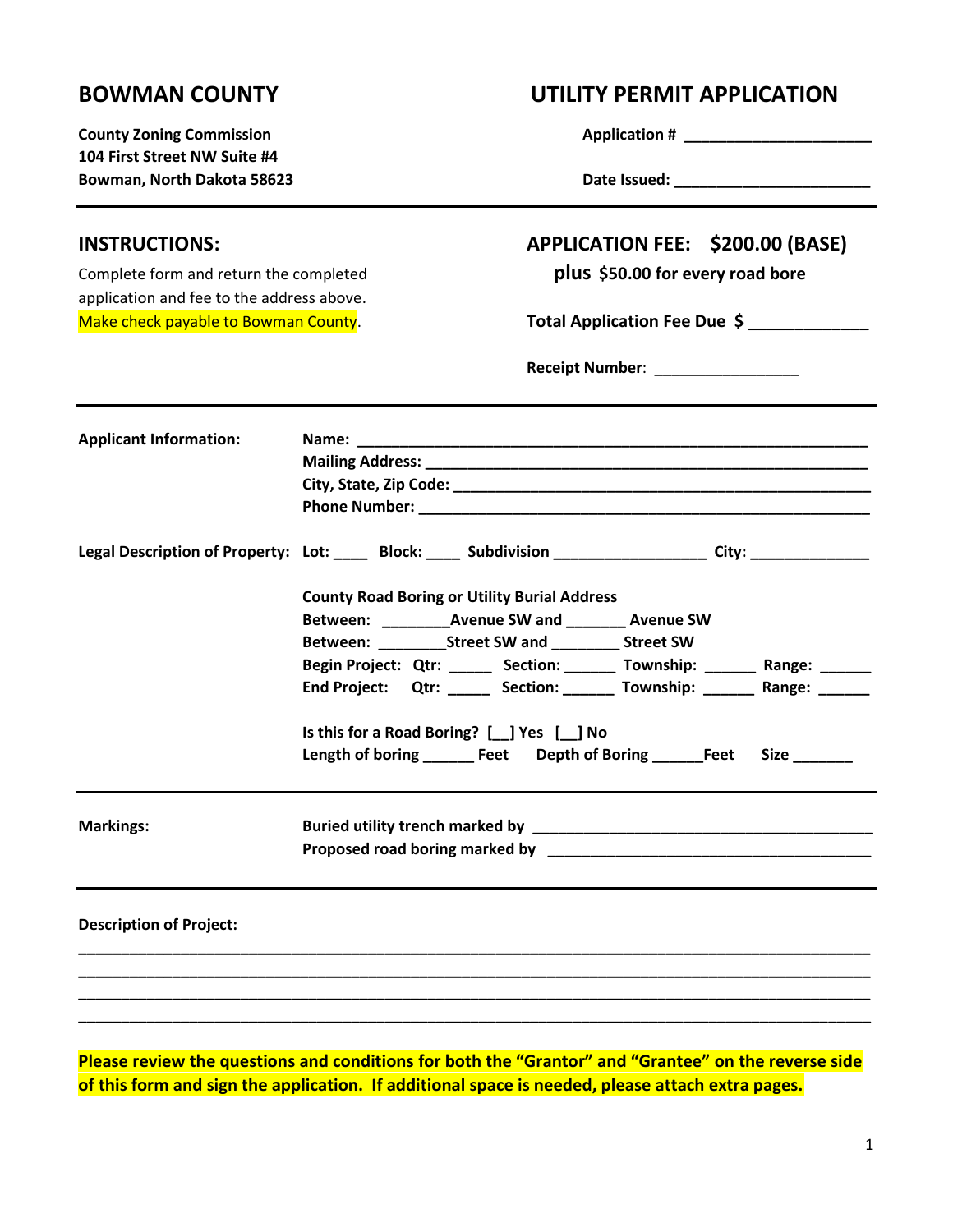## BOWMAN COUNTY

**County Zoning Commission**
**104 First Street NW Suite #4**
**Bowman, North Dakota 58623**

## UTILITY PERMIT APPLICATION

**Application #** ______________________

**Date Issued:** ________________________

---

### INSTRUCTIONS:

Complete form and return the completed application and fee to the address above.
Make check payable to Bowman County.

### APPLICATION FEE: $200.00 (BASE)

**plus $50.00 for every road bore**

**Total Application Fee Due $** _____________

**Receipt Number**: _________________

---

**Applicant Information:**

**Name:** ____________________________________________________________
**Mailing Address:** ______________________________________________________
**City, State, Zip Code:** __________________________________________________
**Phone Number:** ________________________________________________________

**Legal Description of Property:** **Lot:** ____ **Block:** ____ **Subdivision** __________________ **City:** ______________

**County Road Boring or Utility Burial Address**

**Between:** ________**Avenue SW and** _______ **Avenue SW**
**Between:** ________**Street SW and** ________ **Street SW**
**Begin Project:** **Qtr:** _____ **Section:** ______ **Township:** ______ **Range:** ______
**End Project:** **Qtr:** _____ **Section:** ______ **Township:** ______ **Range:** ______

**Is this for a Road Boring?** [__] **Yes** [__] **No**
**Length of boring** ______ **Feet** **Depth of Boring** ______**Feet** **Size** _______

---

**Markings:**

**Buried utility trench marked by** _______________________________________
**Proposed road boring marked by** _____________________________________

---

**Description of Project:**

_____________________________________________________________________________________
_____________________________________________________________________________________
_____________________________________________________________________________________
_____________________________________________________________________________________

**Please review the questions and conditions for both the "Grantor" and "Grantee" on the reverse side of this form and sign the application. If additional space is needed, please attach extra pages.**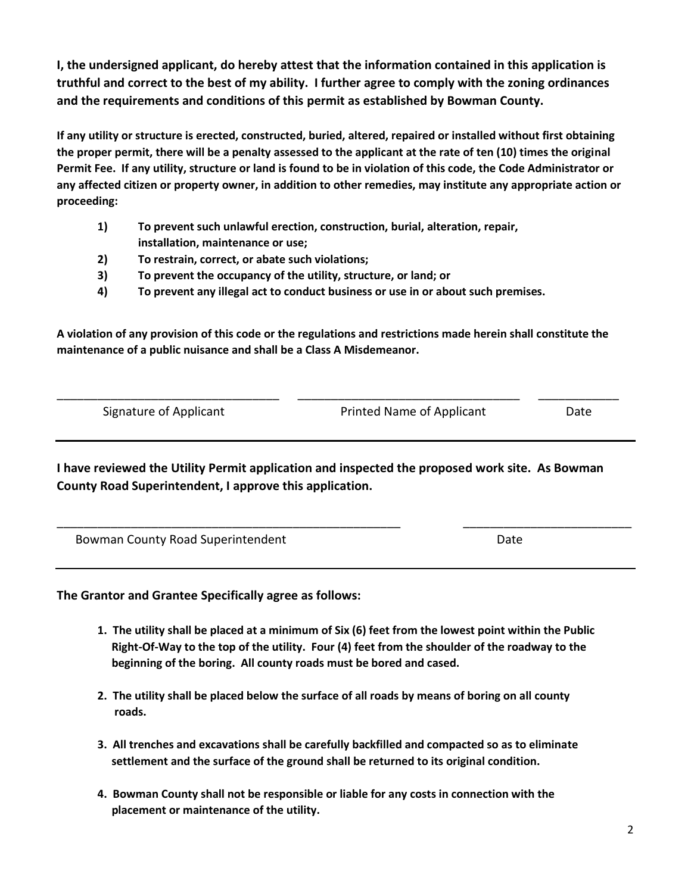**I, the undersigned applicant, do hereby attest that the information contained in this application is truthful and correct to the best of my ability. I further agree to comply with the zoning ordinances and the requirements and conditions of this permit as established by Bowman County.**

**If any utility or structure is erected, constructed, buried, altered, repaired or installed without first obtaining the proper permit, there will be a penalty assessed to the applicant at the rate of ten (10) times the original Permit Fee. If any utility, structure or land is found to be in violation of this code, the Code Administrator or any affected citizen or property owner, in addition to other remedies, may institute any appropriate action or proceeding:**

1) **To prevent such unlawful erection, construction, burial, alteration, repair, installation, maintenance or use;**
2) **To restrain, correct, or abate such violations;**
3) **To prevent the occupancy of the utility, structure, or land; or**
4) **To prevent any illegal act to conduct business or use in or about such premises.**

**A violation of any provision of this code or the regulations and restrictions made herein shall constitute the maintenance of a public nuisance and shall be a Class A Misdemeanor.**

___________________________________ ___________________________________ ____________

Signature of Applicant Printed Name of Applicant Date

---

**I have reviewed the Utility Permit application and inspected the proposed work site. As Bowman County Road Superintendent, I approve this application.**

_______________________________________________________ __________________________

Bowman County Road Superintendent Date

---

**The Grantor and Grantee Specifically agree as follows:**

1. **The utility shall be placed at a minimum of Six (6) feet from the lowest point within the Public Right-Of-Way to the top of the utility. Four (4) feet from the shoulder of the roadway to the beginning of the boring. All county roads must be bored and cased.**

2. **The utility shall be placed below the surface of all roads by means of boring on all county roads.**

3. **All trenches and excavations shall be carefully backfilled and compacted so as to eliminate settlement and the surface of the ground shall be returned to its original condition.**

4. **Bowman County shall not be responsible or liable for any costs in connection with the placement or maintenance of the utility.**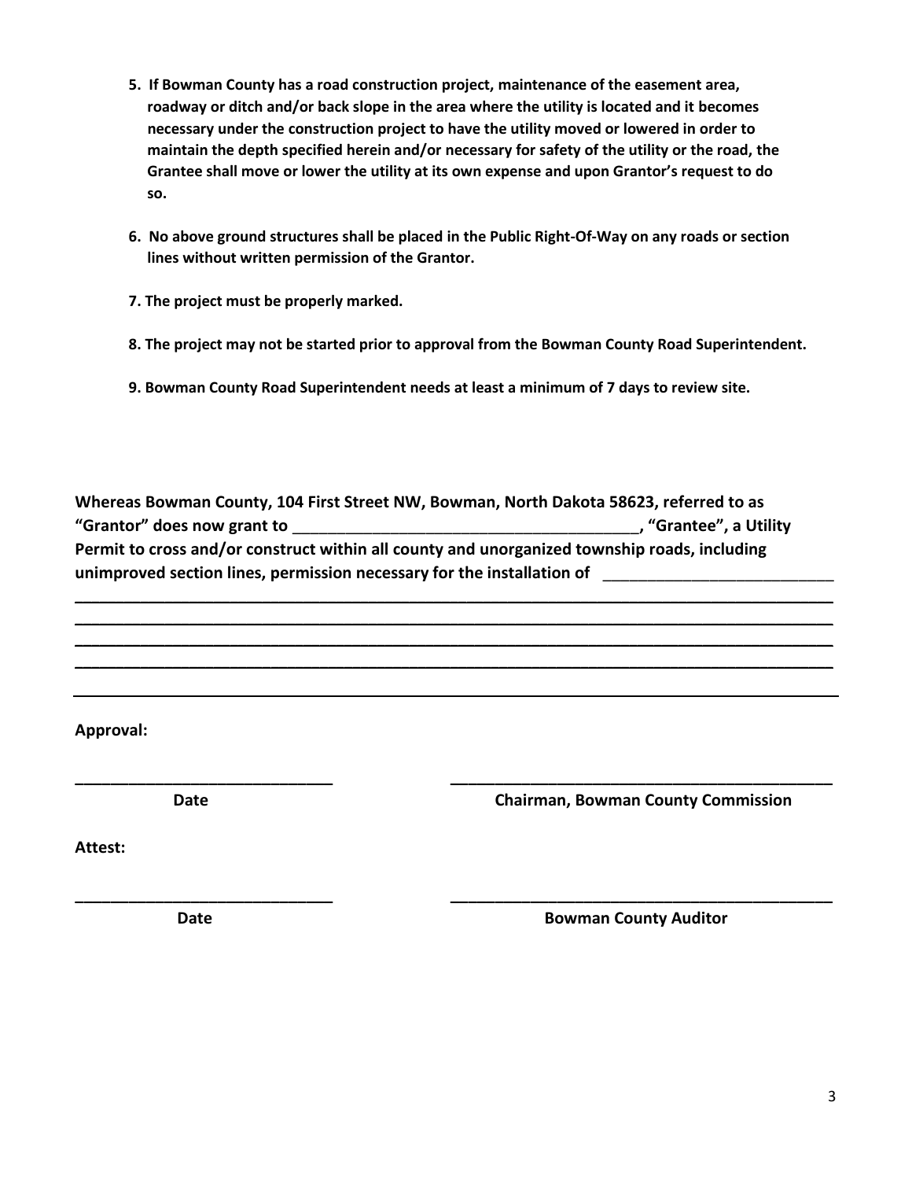5. **If Bowman County has a road construction project, maintenance of the easement area, roadway or ditch and/or back slope in the area where the utility is located and it becomes necessary under the construction project to have the utility moved or lowered in order to maintain the depth specified herein and/or necessary for safety of the utility or the road, the Grantee shall move or lower the utility at its own expense and upon Grantor's request to do so.**

6. **No above ground structures shall be placed in the Public Right-Of-Way on any roads or section lines without written permission of the Grantor.**

7. **The project must be properly marked.**

8. **The project may not be started prior to approval from the Bowman County Road Superintendent.**

9. **Bowman County Road Superintendent needs at least a minimum of 7 days to review site.**

**Whereas Bowman County, 104 First Street NW, Bowman, North Dakota 58623, referred to as "Grantor" does now grant to ________________________________________, "Grantee", a Utility Permit to cross and/or construct within all county and unorganized township roads, including unimproved section lines, permission necessary for the installation of __________________________**

**________________________________________________________________________________**

**________________________________________________________________________________**

**________________________________________________________________________________**

**________________________________________________________________________________**

**________________________________________________________________________________**

**Approval:**

| | |
|---|---|
| ______________________________ | ______________________________________________ |
| **Date** | **Chairman, Bowman County Commission** |

**Attest:**

| | |
|---|---|
| ______________________________ | ______________________________________________ |
| **Date** | **Bowman County Auditor** |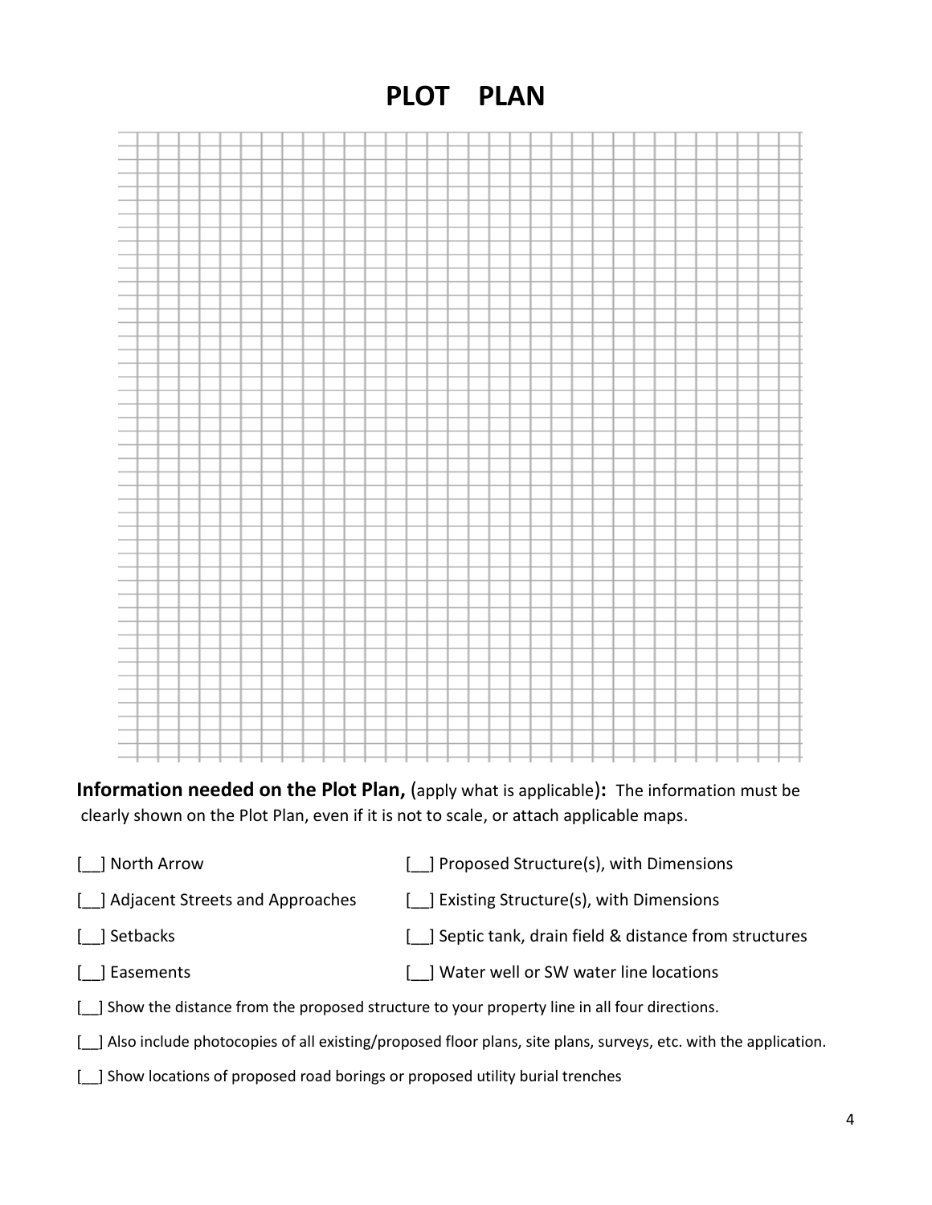# PLOT PLAN

**Information needed on the Plot Plan,** (apply what is applicable)**:** The information must be clearly shown on the Plot Plan, even if it is not to scale, or attach applicable maps.

[__] North Arrow

[__] Adjacent Streets and Approaches

[__] Setbacks

[__] Easements

[__] Proposed Structure(s), with Dimensions

[__] Existing Structure(s), with Dimensions

[__] Septic tank, drain field & distance from structures

[__] Water well or SW water line locations

[__] Show the distance from the proposed structure to your property line in all four directions.

[__] Also include photocopies of all existing/proposed floor plans, site plans, surveys, etc. with the application.

[__] Show locations of proposed road borings or proposed utility burial trenches